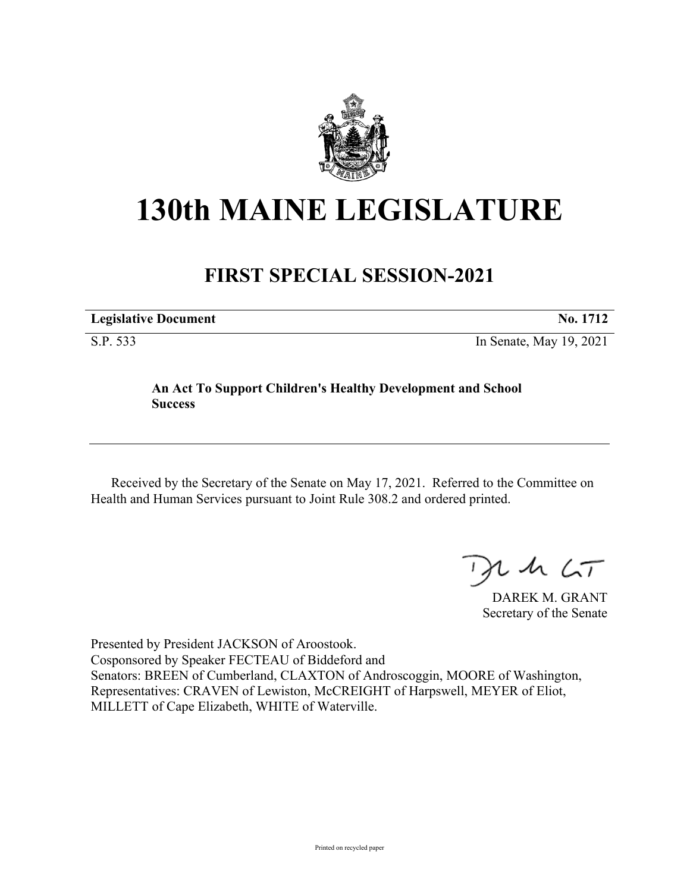# 130th MAINE LEGISLATURE

## FIRST SPECIAL SESSION-2021

| **Legislative Document** | **No. 1712** |
|---|---|
| S.P. 533 | In Senate, May 19, 2021 |

**An Act To Support Children's Healthy Development and School Success**

Received by the Secretary of the Senate on May 17, 2021. Referred to the Committee on Health and Human Services pursuant to Joint Rule 308.2 and ordered printed.

DAREK M. GRANT
Secretary of the Senate

Presented by President JACKSON of Aroostook.
Cosponsored by Speaker FECTEAU of Biddeford and
Senators: BREEN of Cumberland, CLAXTON of Androscoggin, MOORE of Washington, Representatives: CRAVEN of Lewiston, McCREIGHT of Harpswell, MEYER of Eliot, MILLETT of Cape Elizabeth, WHITE of Waterville.

Printed on recycled paper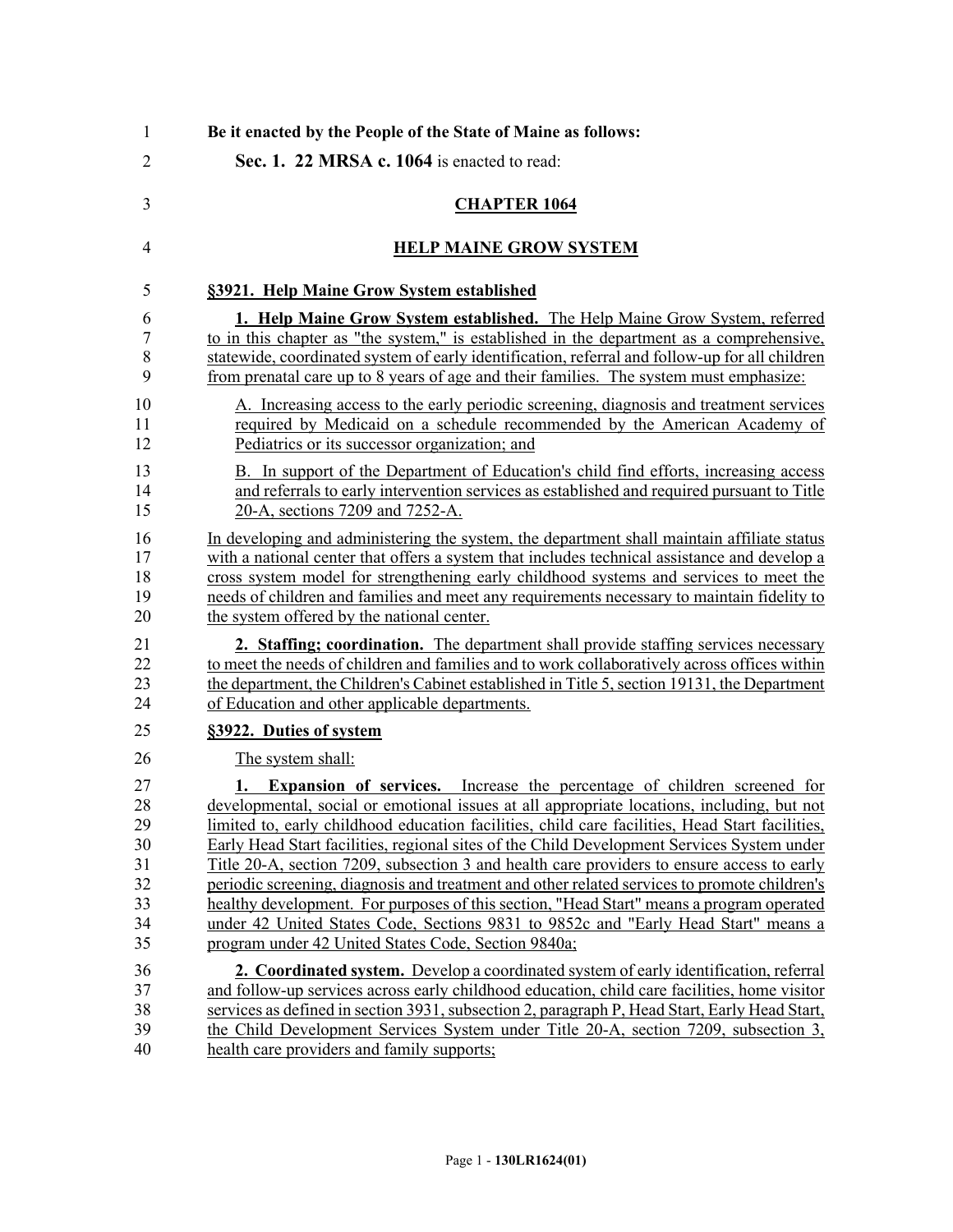**Be it enacted by the People of the State of Maine as follows:**

**Sec. 1. 22 MRSA c. 1064** is enacted to read:

## CHAPTER 1064

## HELP MAINE GROW SYSTEM

### §3921. Help Maine Grow System established

**1. Help Maine Grow System established.** The Help Maine Grow System, referred to in this chapter as "the system," is established in the department as a comprehensive, statewide, coordinated system of early identification, referral and follow-up for all children from prenatal care up to 8 years of age and their families. The system must emphasize:

A. Increasing access to the early periodic screening, diagnosis and treatment services required by Medicaid on a schedule recommended by the American Academy of Pediatrics or its successor organization; and

B. In support of the Department of Education's child find efforts, increasing access and referrals to early intervention services as established and required pursuant to Title 20-A, sections 7209 and 7252-A.

In developing and administering the system, the department shall maintain affiliate status with a national center that offers a system that includes technical assistance and develop a cross system model for strengthening early childhood systems and services to meet the needs of children and families and meet any requirements necessary to maintain fidelity to the system offered by the national center.

**2. Staffing; coordination.** The department shall provide staffing services necessary to meet the needs of children and families and to work collaboratively across offices within the department, the Children's Cabinet established in Title 5, section 19131, the Department of Education and other applicable departments.

### §3922. Duties of system

The system shall:

**1. Expansion of services.** Increase the percentage of children screened for developmental, social or emotional issues at all appropriate locations, including, but not limited to, early childhood education facilities, child care facilities, Head Start facilities, Early Head Start facilities, regional sites of the Child Development Services System under Title 20-A, section 7209, subsection 3 and health care providers to ensure access to early periodic screening, diagnosis and treatment and other related services to promote children's healthy development. For purposes of this section, "Head Start" means a program operated under 42 United States Code, Sections 9831 to 9852c and "Early Head Start" means a program under 42 United States Code, Section 9840a;

**2. Coordinated system.** Develop a coordinated system of early identification, referral and follow-up services across early childhood education, child care facilities, home visitor services as defined in section 3931, subsection 2, paragraph P, Head Start, Early Head Start, the Child Development Services System under Title 20-A, section 7209, subsection 3, health care providers and family supports;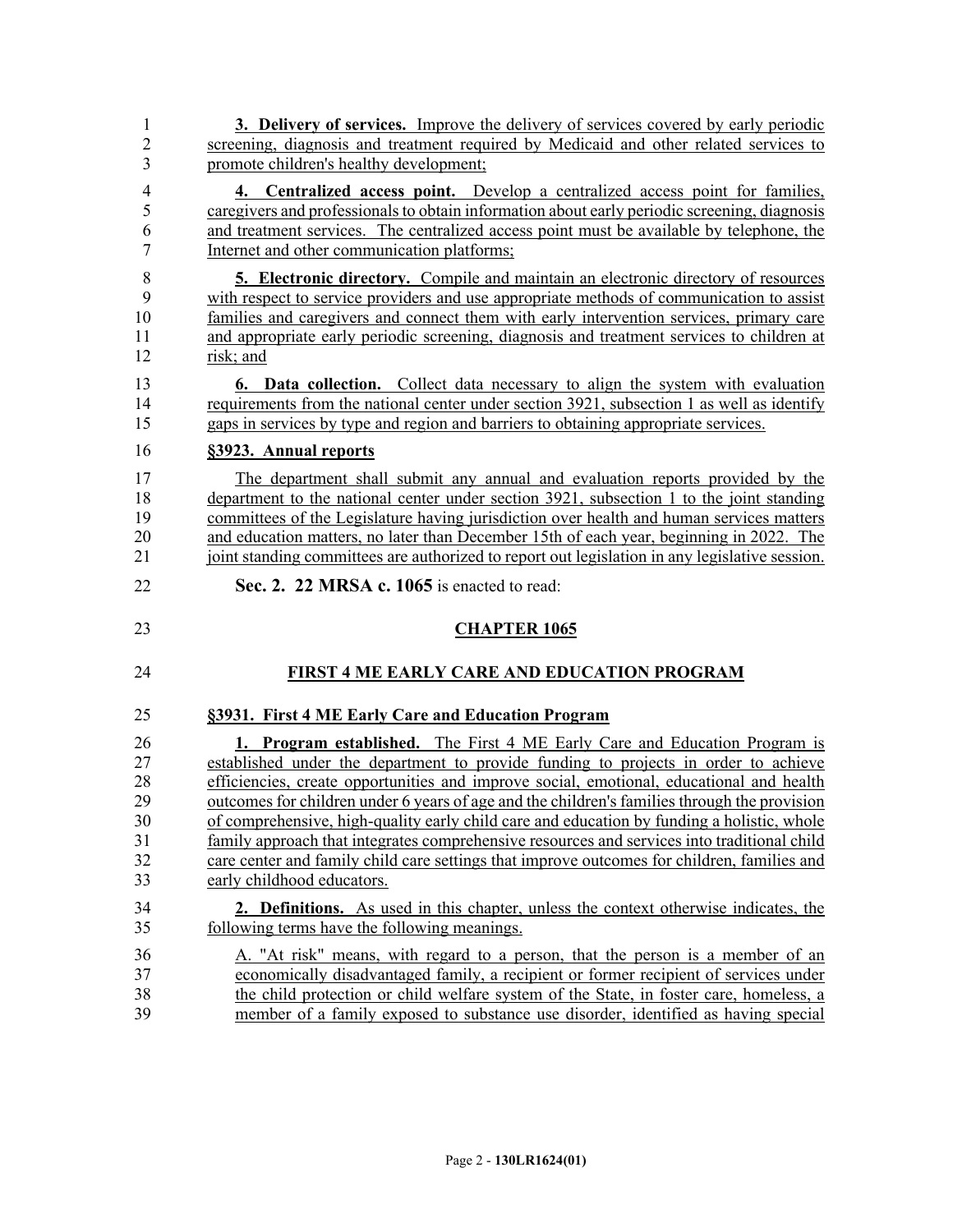**3. Delivery of services.** Improve the delivery of services covered by early periodic screening, diagnosis and treatment required by Medicaid and other related services to promote children's healthy development;

**4. Centralized access point.** Develop a centralized access point for families, caregivers and professionals to obtain information about early periodic screening, diagnosis and treatment services. The centralized access point must be available by telephone, the Internet and other communication platforms;

**5. Electronic directory.** Compile and maintain an electronic directory of resources with respect to service providers and use appropriate methods of communication to assist families and caregivers and connect them with early intervention services, primary care and appropriate early periodic screening, diagnosis and treatment services to children at risk; and

**6. Data collection.** Collect data necessary to align the system with evaluation requirements from the national center under section 3921, subsection 1 as well as identify gaps in services by type and region and barriers to obtaining appropriate services.

**§3923. Annual reports**

The department shall submit any annual and evaluation reports provided by the department to the national center under section 3921, subsection 1 to the joint standing committees of the Legislature having jurisdiction over health and human services matters and education matters, no later than December 15th of each year, beginning in 2022. The joint standing committees are authorized to report out legislation in any legislative session.

**Sec. 2. 22 MRSA c. 1065** is enacted to read:

## CHAPTER 1065

## FIRST 4 ME EARLY CARE AND EDUCATION PROGRAM

**§3931. First 4 ME Early Care and Education Program**

**1. Program established.** The First 4 ME Early Care and Education Program is established under the department to provide funding to projects in order to achieve efficiencies, create opportunities and improve social, emotional, educational and health outcomes for children under 6 years of age and the children's families through the provision of comprehensive, high-quality early child care and education by funding a holistic, whole family approach that integrates comprehensive resources and services into traditional child care center and family child care settings that improve outcomes for children, families and early childhood educators.

**2. Definitions.** As used in this chapter, unless the context otherwise indicates, the following terms have the following meanings.

A. "At risk" means, with regard to a person, that the person is a member of an economically disadvantaged family, a recipient or former recipient of services under the child protection or child welfare system of the State, in foster care, homeless, a member of a family exposed to substance use disorder, identified as having special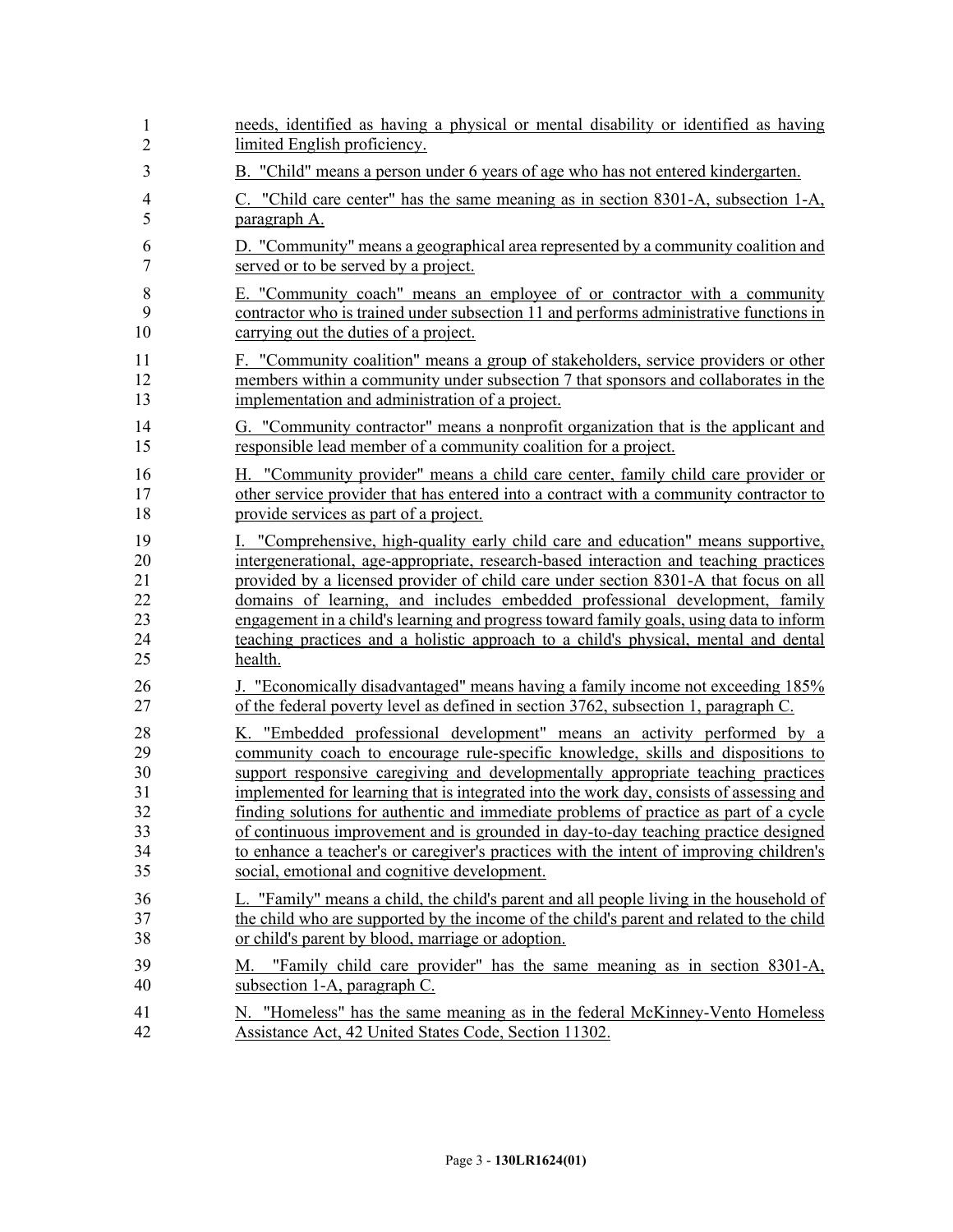needs, identified as having a physical or mental disability or identified as having limited English proficiency.

B. "Child" means a person under 6 years of age who has not entered kindergarten.

C. "Child care center" has the same meaning as in section 8301-A, subsection 1-A, paragraph A.

D. "Community" means a geographical area represented by a community coalition and served or to be served by a project.

E. "Community coach" means an employee of or contractor with a community contractor who is trained under subsection 11 and performs administrative functions in carrying out the duties of a project.

F. "Community coalition" means a group of stakeholders, service providers or other members within a community under subsection 7 that sponsors and collaborates in the implementation and administration of a project.

G. "Community contractor" means a nonprofit organization that is the applicant and responsible lead member of a community coalition for a project.

H. "Community provider" means a child care center, family child care provider or other service provider that has entered into a contract with a community contractor to provide services as part of a project.

I. "Comprehensive, high-quality early child care and education" means supportive, intergenerational, age-appropriate, research-based interaction and teaching practices provided by a licensed provider of child care under section 8301-A that focus on all domains of learning, and includes embedded professional development, family engagement in a child's learning and progress toward family goals, using data to inform teaching practices and a holistic approach to a child's physical, mental and dental health.

J. "Economically disadvantaged" means having a family income not exceeding 185% of the federal poverty level as defined in section 3762, subsection 1, paragraph C.

K. "Embedded professional development" means an activity performed by a community coach to encourage rule-specific knowledge, skills and dispositions to support responsive caregiving and developmentally appropriate teaching practices implemented for learning that is integrated into the work day, consists of assessing and finding solutions for authentic and immediate problems of practice as part of a cycle of continuous improvement and is grounded in day-to-day teaching practice designed to enhance a teacher's or caregiver's practices with the intent of improving children's social, emotional and cognitive development.

L. "Family" means a child, the child's parent and all people living in the household of the child who are supported by the income of the child's parent and related to the child or child's parent by blood, marriage or adoption.

M. "Family child care provider" has the same meaning as in section 8301-A, subsection 1-A, paragraph C.

N. "Homeless" has the same meaning as in the federal McKinney-Vento Homeless Assistance Act, 42 United States Code, Section 11302.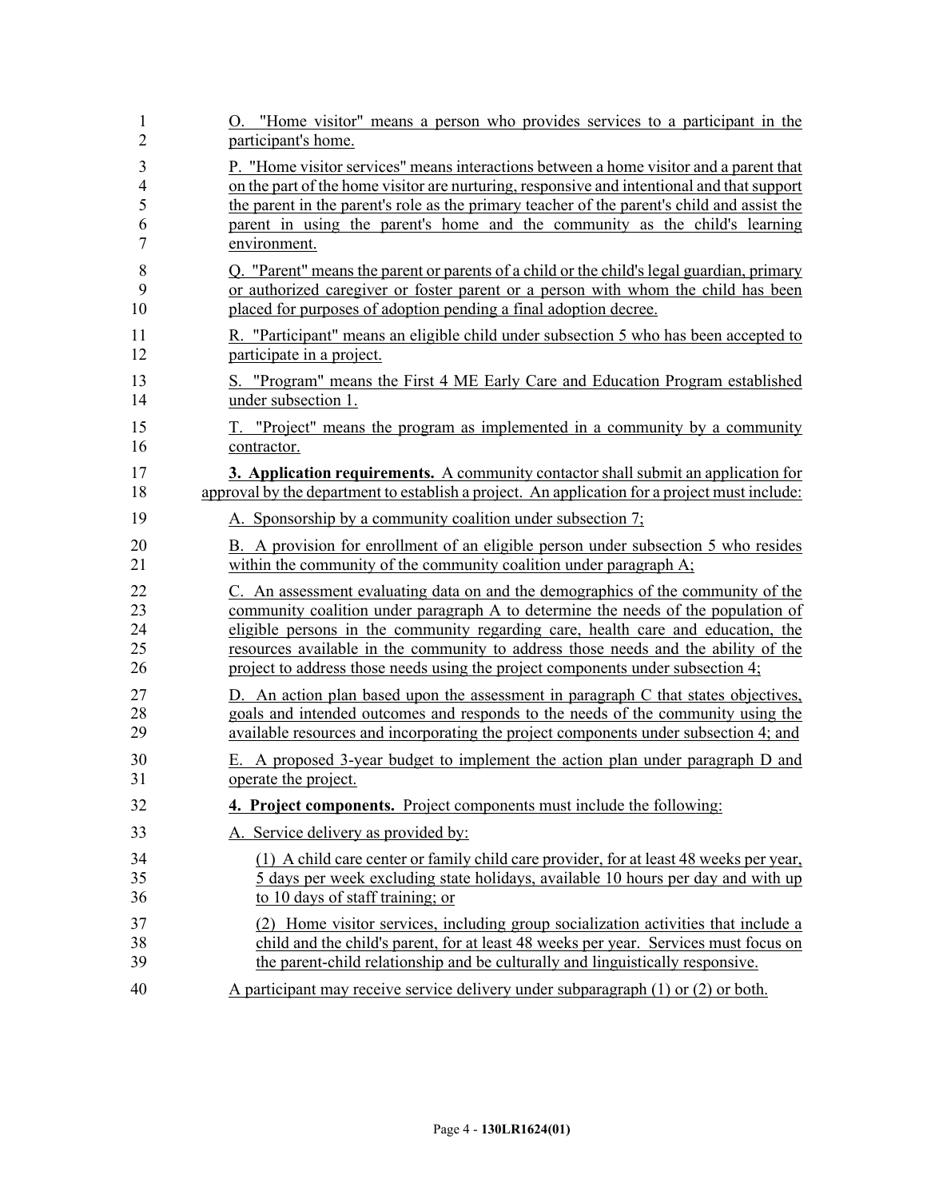O. "Home visitor" means a person who provides services to a participant in the participant's home.

P. "Home visitor services" means interactions between a home visitor and a parent that on the part of the home visitor are nurturing, responsive and intentional and that support the parent in the parent's role as the primary teacher of the parent's child and assist the parent in using the parent's home and the community as the child's learning environment.

Q. "Parent" means the parent or parents of a child or the child's legal guardian, primary or authorized caregiver or foster parent or a person with whom the child has been placed for purposes of adoption pending a final adoption decree.

R. "Participant" means an eligible child under subsection 5 who has been accepted to participate in a project.

S. "Program" means the First 4 ME Early Care and Education Program established under subsection 1.

T. "Project" means the program as implemented in a community by a community contractor.

**3. Application requirements.** A community contactor shall submit an application for approval by the department to establish a project. An application for a project must include:

A. Sponsorship by a community coalition under subsection 7;

B. A provision for enrollment of an eligible person under subsection 5 who resides within the community of the community coalition under paragraph A;

C. An assessment evaluating data on and the demographics of the community of the community coalition under paragraph A to determine the needs of the population of eligible persons in the community regarding care, health care and education, the resources available in the community to address those needs and the ability of the project to address those needs using the project components under subsection 4;

D. An action plan based upon the assessment in paragraph C that states objectives, goals and intended outcomes and responds to the needs of the community using the available resources and incorporating the project components under subsection 4; and

E. A proposed 3-year budget to implement the action plan under paragraph D and operate the project.

**4. Project components.** Project components must include the following:

A. Service delivery as provided by:

(1) A child care center or family child care provider, for at least 48 weeks per year, 5 days per week excluding state holidays, available 10 hours per day and with up to 10 days of staff training; or

(2) Home visitor services, including group socialization activities that include a child and the child's parent, for at least 48 weeks per year. Services must focus on the parent-child relationship and be culturally and linguistically responsive.

A participant may receive service delivery under subparagraph (1) or (2) or both.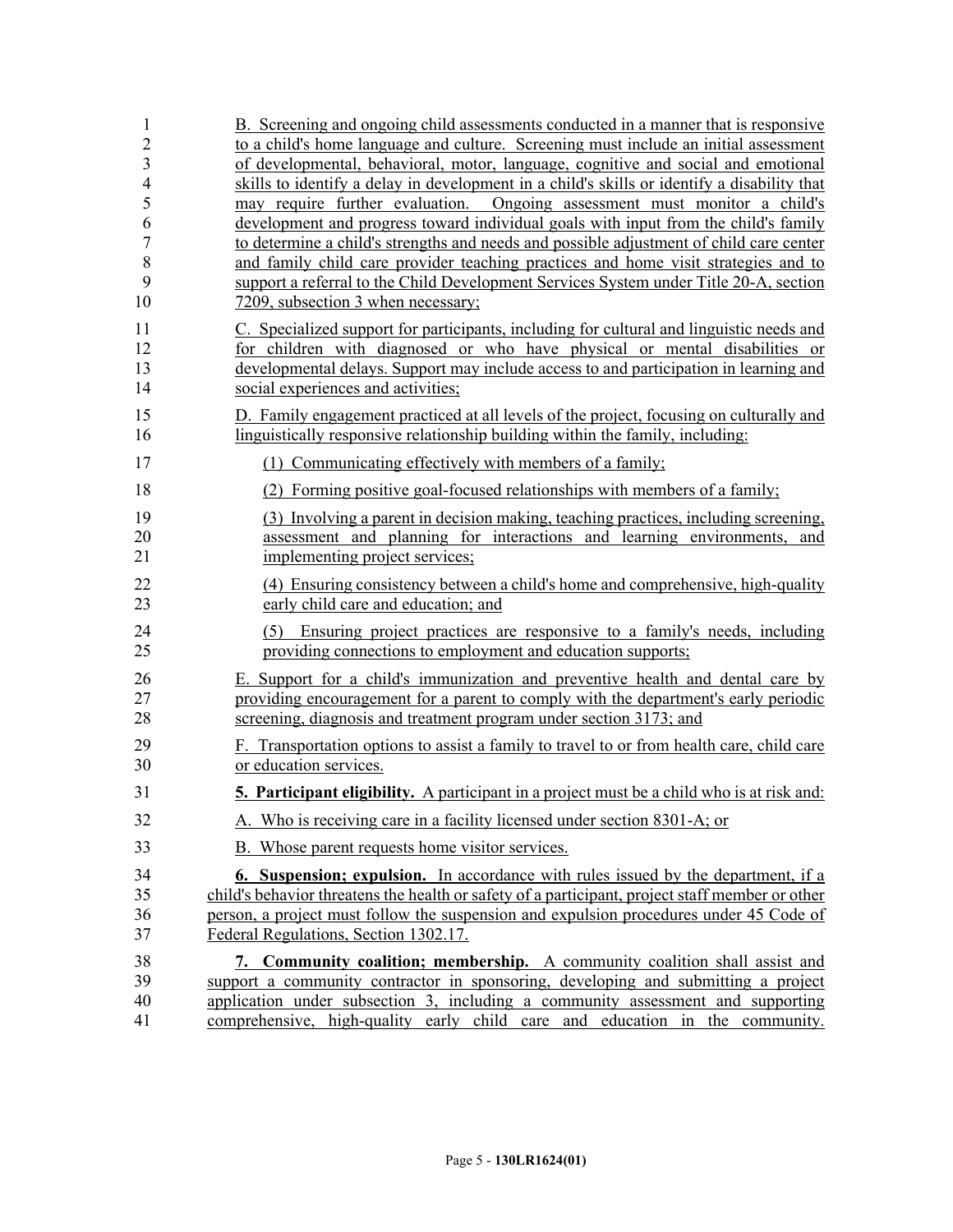B. Screening and ongoing child assessments conducted in a manner that is responsive to a child's home language and culture. Screening must include an initial assessment of developmental, behavioral, motor, language, cognitive and social and emotional skills to identify a delay in development in a child's skills or identify a disability that may require further evaluation. Ongoing assessment must monitor a child's development and progress toward individual goals with input from the child's family to determine a child's strengths and needs and possible adjustment of child care center and family child care provider teaching practices and home visit strategies and to support a referral to the Child Development Services System under Title 20-A, section 7209, subsection 3 when necessary;

C. Specialized support for participants, including for cultural and linguistic needs and for children with diagnosed or who have physical or mental disabilities or developmental delays. Support may include access to and participation in learning and social experiences and activities;

D. Family engagement practiced at all levels of the project, focusing on culturally and linguistically responsive relationship building within the family, including:

(1) Communicating effectively with members of a family;

(2) Forming positive goal-focused relationships with members of a family;

(3) Involving a parent in decision making, teaching practices, including screening, assessment and planning for interactions and learning environments, and implementing project services;

(4) Ensuring consistency between a child's home and comprehensive, high-quality early child care and education; and

(5) Ensuring project practices are responsive to a family's needs, including providing connections to employment and education supports;

E. Support for a child's immunization and preventive health and dental care by providing encouragement for a parent to comply with the department's early periodic screening, diagnosis and treatment program under section 3173; and

F. Transportation options to assist a family to travel to or from health care, child care or education services.

**5. Participant eligibility.** A participant in a project must be a child who is at risk and:

A. Who is receiving care in a facility licensed under section 8301-A; or

B. Whose parent requests home visitor services.

**6. Suspension; expulsion.** In accordance with rules issued by the department, if a child's behavior threatens the health or safety of a participant, project staff member or other person, a project must follow the suspension and expulsion procedures under 45 Code of Federal Regulations, Section 1302.17.

**7. Community coalition; membership.** A community coalition shall assist and support a community contractor in sponsoring, developing and submitting a project application under subsection 3, including a community assessment and supporting comprehensive, high-quality early child care and education in the community.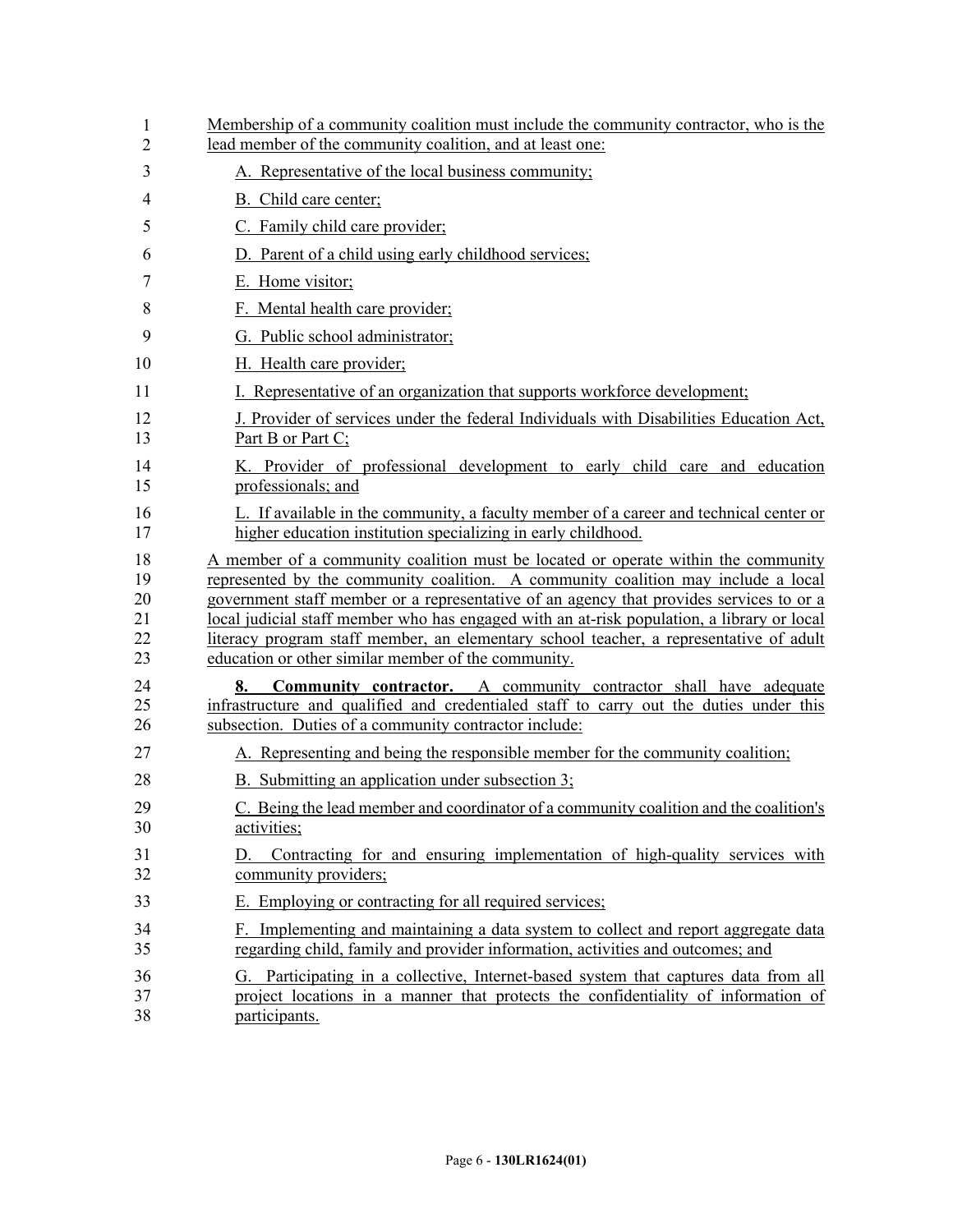Membership of a community coalition must include the community contractor, who is the lead member of the community coalition, and at least one:

A. Representative of the local business community;

B. Child care center;

C. Family child care provider;

D. Parent of a child using early childhood services;

E. Home visitor;

F. Mental health care provider;

G. Public school administrator;

H. Health care provider;

I. Representative of an organization that supports workforce development;

J. Provider of services under the federal Individuals with Disabilities Education Act, Part B or Part C;

K. Provider of professional development to early child care and education professionals; and

L. If available in the community, a faculty member of a career and technical center or higher education institution specializing in early childhood.

A member of a community coalition must be located or operate within the community represented by the community coalition. A community coalition may include a local government staff member or a representative of an agency that provides services to or a local judicial staff member who has engaged with an at-risk population, a library or local literacy program staff member, an elementary school teacher, a representative of adult education or other similar member of the community.

**8. Community contractor.** A community contractor shall have adequate infrastructure and qualified and credentialed staff to carry out the duties under this subsection. Duties of a community contractor include:

A. Representing and being the responsible member for the community coalition;

B. Submitting an application under subsection 3;

C. Being the lead member and coordinator of a community coalition and the coalition's activities;

D. Contracting for and ensuring implementation of high-quality services with community providers;

E. Employing or contracting for all required services;

F. Implementing and maintaining a data system to collect and report aggregate data regarding child, family and provider information, activities and outcomes; and

G. Participating in a collective, Internet-based system that captures data from all project locations in a manner that protects the confidentiality of information of participants.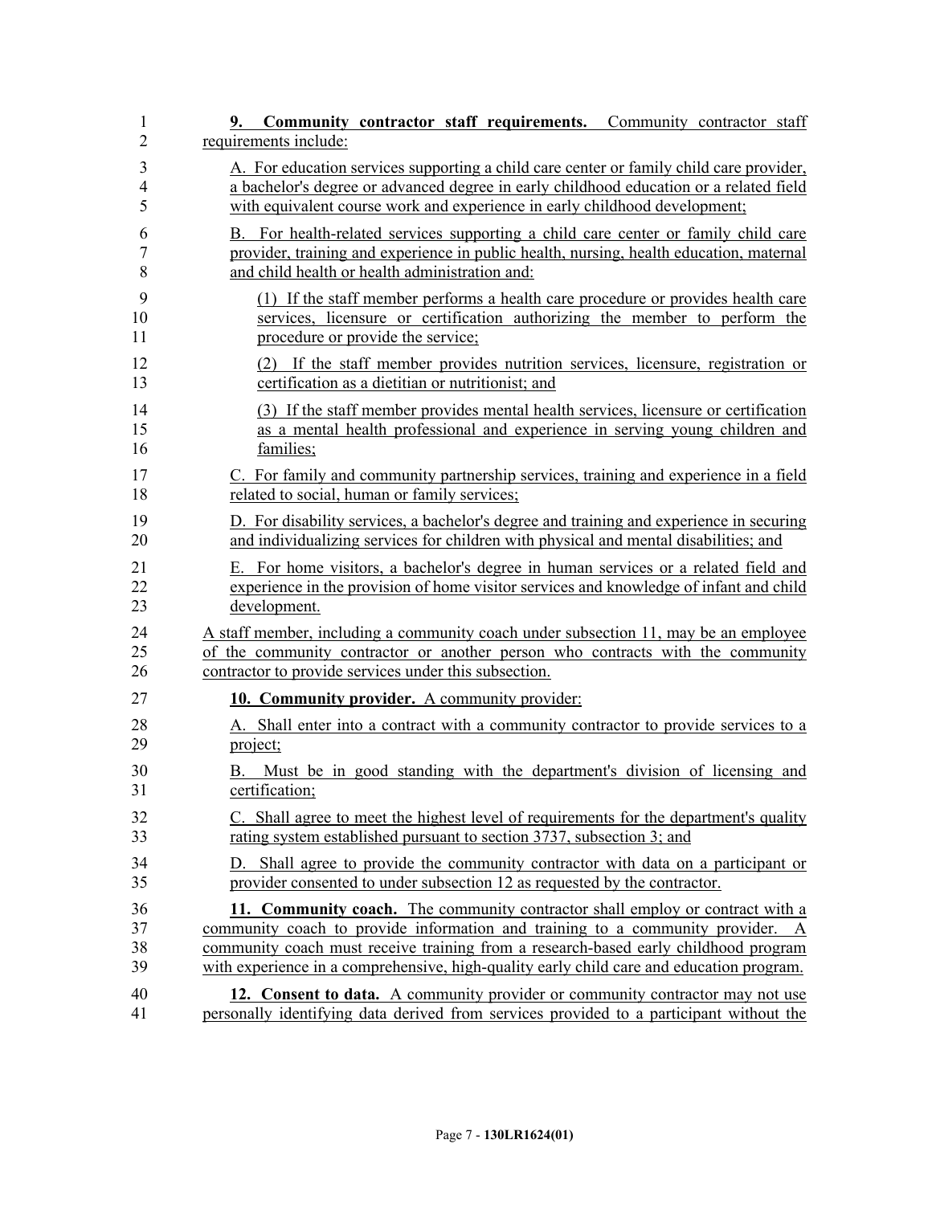**9. Community contractor staff requirements.** Community contractor staff requirements include:

A. For education services supporting a child care center or family child care provider, a bachelor's degree or advanced degree in early childhood education or a related field with equivalent course work and experience in early childhood development;

B. For health-related services supporting a child care center or family child care provider, training and experience in public health, nursing, health education, maternal and child health or health administration and:

(1) If the staff member performs a health care procedure or provides health care services, licensure or certification authorizing the member to perform the procedure or provide the service;

(2) If the staff member provides nutrition services, licensure, registration or certification as a dietitian or nutritionist; and

(3) If the staff member provides mental health services, licensure or certification as a mental health professional and experience in serving young children and families;

C. For family and community partnership services, training and experience in a field related to social, human or family services;

D. For disability services, a bachelor's degree and training and experience in securing and individualizing services for children with physical and mental disabilities; and

E. For home visitors, a bachelor's degree in human services or a related field and experience in the provision of home visitor services and knowledge of infant and child development.

A staff member, including a community coach under subsection 11, may be an employee of the community contractor or another person who contracts with the community contractor to provide services under this subsection.

**10. Community provider.** A community provider:

A. Shall enter into a contract with a community contractor to provide services to a project;

B. Must be in good standing with the department's division of licensing and certification;

C. Shall agree to meet the highest level of requirements for the department's quality rating system established pursuant to section 3737, subsection 3; and

D. Shall agree to provide the community contractor with data on a participant or provider consented to under subsection 12 as requested by the contractor.

**11. Community coach.** The community contractor shall employ or contract with a community coach to provide information and training to a community provider. A community coach must receive training from a research-based early childhood program with experience in a comprehensive, high-quality early child care and education program.

**12. Consent to data.** A community provider or community contractor may not use personally identifying data derived from services provided to a participant without the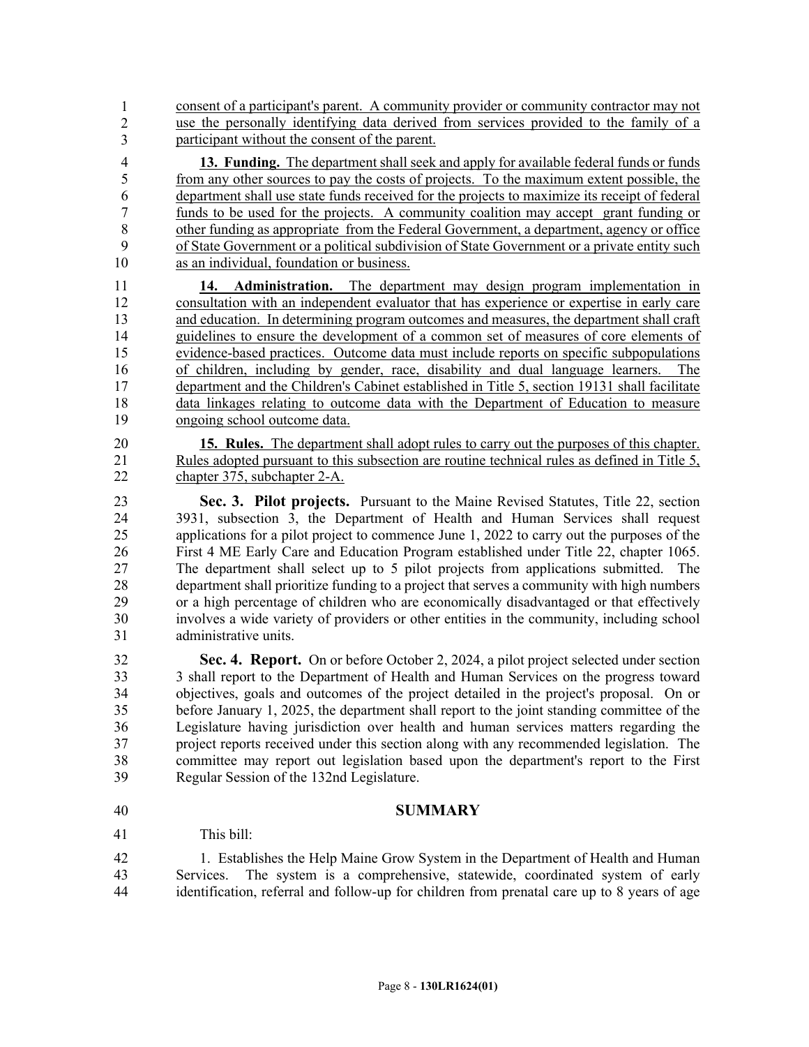consent of a participant's parent. A community provider or community contractor may not use the personally identifying data derived from services provided to the family of a participant without the consent of the parent.

**13. Funding.** The department shall seek and apply for available federal funds or funds from any other sources to pay the costs of projects. To the maximum extent possible, the department shall use state funds received for the projects to maximize its receipt of federal funds to be used for the projects. A community coalition may accept grant funding or other funding as appropriate from the Federal Government, a department, agency or office of State Government or a political subdivision of State Government or a private entity such as an individual, foundation or business.

**14. Administration.** The department may design program implementation in consultation with an independent evaluator that has experience or expertise in early care and education. In determining program outcomes and measures, the department shall craft guidelines to ensure the development of a common set of measures of core elements of evidence-based practices. Outcome data must include reports on specific subpopulations of children, including by gender, race, disability and dual language learners. The department and the Children's Cabinet established in Title 5, section 19131 shall facilitate data linkages relating to outcome data with the Department of Education to measure ongoing school outcome data.

**15. Rules.** The department shall adopt rules to carry out the purposes of this chapter. Rules adopted pursuant to this subsection are routine technical rules as defined in Title 5, chapter 375, subchapter 2-A.

**Sec. 3. Pilot projects.** Pursuant to the Maine Revised Statutes, Title 22, section 3931, subsection 3, the Department of Health and Human Services shall request applications for a pilot project to commence June 1, 2022 to carry out the purposes of the First 4 ME Early Care and Education Program established under Title 22, chapter 1065. The department shall select up to 5 pilot projects from applications submitted. The department shall prioritize funding to a project that serves a community with high numbers or a high percentage of children who are economically disadvantaged or that effectively involves a wide variety of providers or other entities in the community, including school administrative units.

**Sec. 4. Report.** On or before October 2, 2024, a pilot project selected under section 3 shall report to the Department of Health and Human Services on the progress toward objectives, goals and outcomes of the project detailed in the project's proposal. On or before January 1, 2025, the department shall report to the joint standing committee of the Legislature having jurisdiction over health and human services matters regarding the project reports received under this section along with any recommended legislation. The committee may report out legislation based upon the department's report to the First Regular Session of the 132nd Legislature.

## SUMMARY

This bill:

1. Establishes the Help Maine Grow System in the Department of Health and Human Services. The system is a comprehensive, statewide, coordinated system of early identification, referral and follow-up for children from prenatal care up to 8 years of age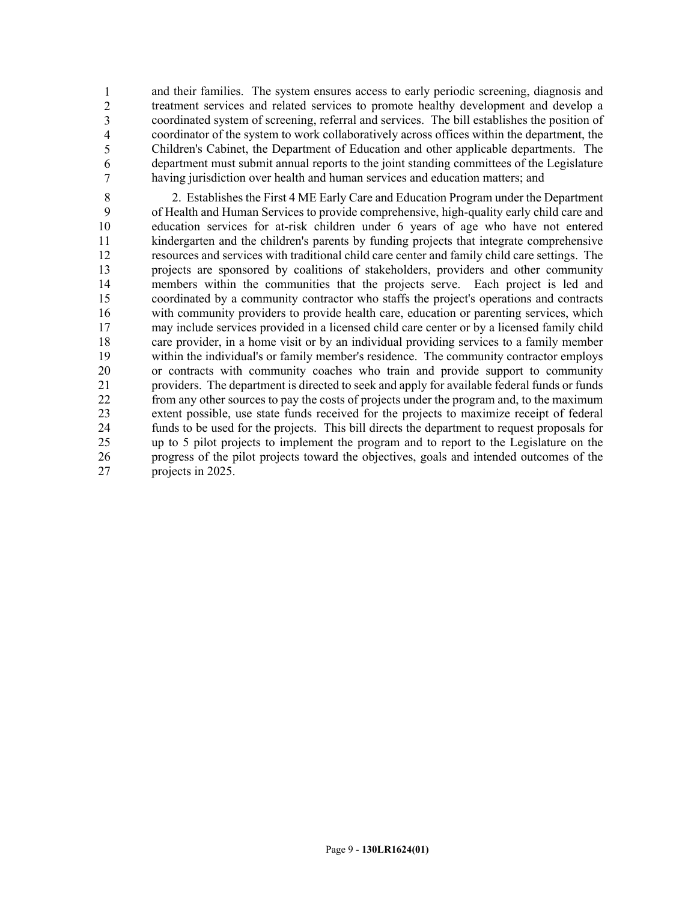and their families. The system ensures access to early periodic screening, diagnosis and treatment services and related services to promote healthy development and develop a coordinated system of screening, referral and services. The bill establishes the position of coordinator of the system to work collaboratively across offices within the department, the Children's Cabinet, the Department of Education and other applicable departments. The department must submit annual reports to the joint standing committees of the Legislature having jurisdiction over health and human services and education matters; and

2. Establishes the First 4 ME Early Care and Education Program under the Department of Health and Human Services to provide comprehensive, high-quality early child care and education services for at-risk children under 6 years of age who have not entered kindergarten and the children's parents by funding projects that integrate comprehensive resources and services with traditional child care center and family child care settings. The projects are sponsored by coalitions of stakeholders, providers and other community members within the communities that the projects serve. Each project is led and coordinated by a community contractor who staffs the project's operations and contracts with community providers to provide health care, education or parenting services, which may include services provided in a licensed child care center or by a licensed family child care provider, in a home visit or by an individual providing services to a family member within the individual's or family member's residence. The community contractor employs or contracts with community coaches who train and provide support to community providers. The department is directed to seek and apply for available federal funds or funds from any other sources to pay the costs of projects under the program and, to the maximum extent possible, use state funds received for the projects to maximize receipt of federal funds to be used for the projects. This bill directs the department to request proposals for up to 5 pilot projects to implement the program and to report to the Legislature on the progress of the pilot projects toward the objectives, goals and intended outcomes of the projects in 2025.